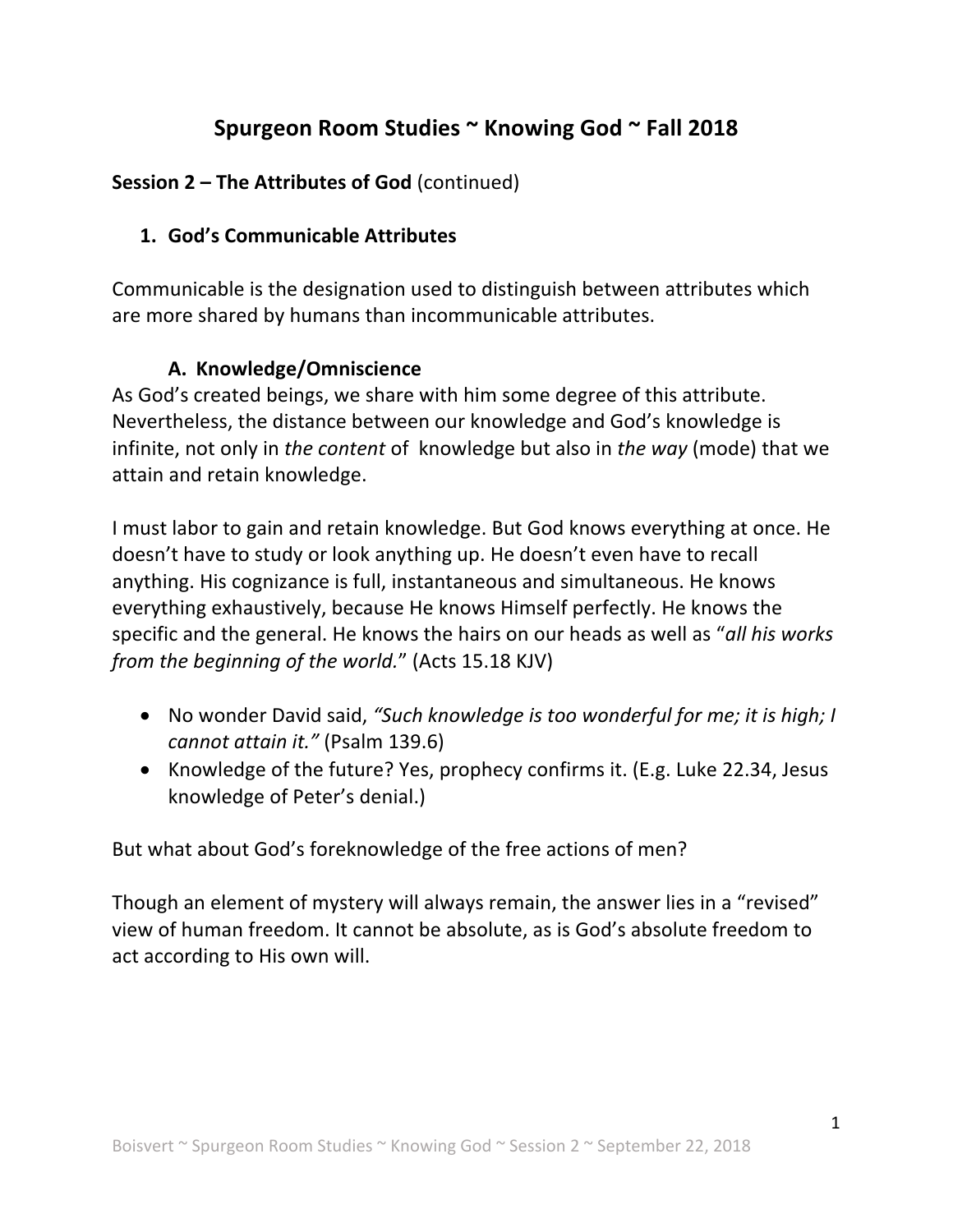# Spurgeon Room Studies ~ Knowing God ~ Fall 2018

**Session 2 – The Attributes of God** (continued)

## 1. God's Communicable Attributes

Communicable is the designation used to distinguish between attributes which are more shared by humans than incommunicable attributes.

### A. Knowledge/Omniscience

As God's created beings, we share with him some degree of this attribute. Nevertheless, the distance between our knowledge and God's knowledge is infinite, not only in *the content* of knowledge but also in *the way* (mode) that we attain and retain knowledge.

I must labor to gain and retain knowledge. But God knows everything at once. He doesn't have to study or look anything up. He doesn't even have to recall anything. His cognizance is full, instantaneous and simultaneous. He knows everything exhaustively, because He knows Himself perfectly. He knows the specific and the general. He knows the hairs on our heads as well as "*all his works from the beginning of the world.*" (Acts 15.18 KJV)

- No wonder David said, *"Such knowledge is too wonderful for me; it is high; I cannot attain it."* (Psalm 139.6)
- Knowledge of the future? Yes, prophecy confirms it. (E.g. Luke 22.34, Jesus knowledge of Peter's denial.)

But what about God's foreknowledge of the free actions of men?

Though an element of mystery will always remain, the answer lies in a "revised" view of human freedom. It cannot be absolute, as is God's absolute freedom to act according to His own will.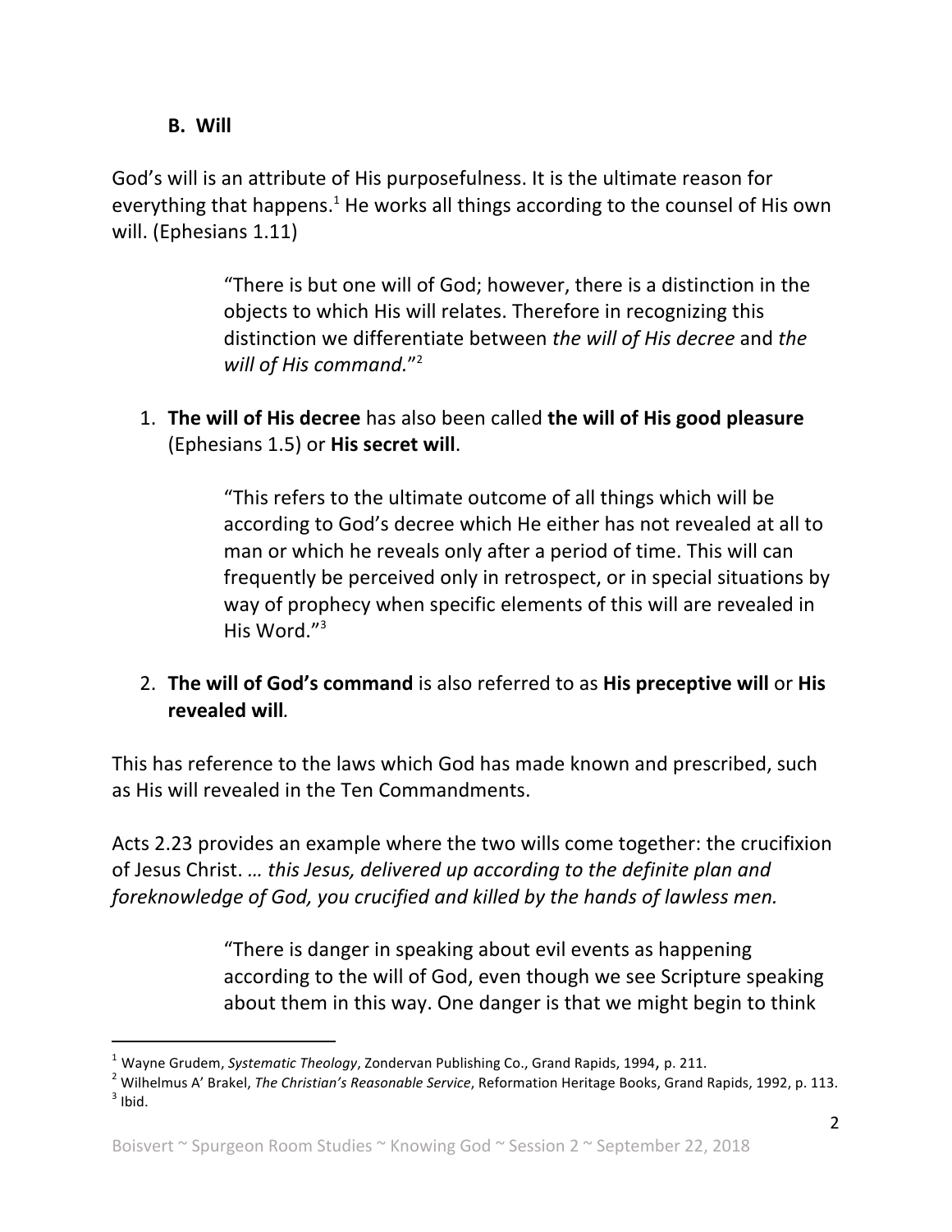### B. Will

God's will is an attribute of His purposefulness. It is the ultimate reason for everything that happens.[1] He works all things according to the counsel of His own will. (Ephesians 1.11)

> "There is but one will of God; however, there is a distinction in the objects to which His will relates. Therefore in recognizing this distinction we differentiate between *the will of His decree* and *the will of His command.*"[2]

1. **The will of His decree** has also been called **the will of His good pleasure** (Ephesians 1.5) or **His secret will**.

> "This refers to the ultimate outcome of all things which will be according to God's decree which He either has not revealed at all to man or which he reveals only after a period of time. This will can frequently be perceived only in retrospect, or in special situations by way of prophecy when specific elements of this will are revealed in His Word."[3]

2. **The will of God's command** is also referred to as **His preceptive will** or **His revealed will**.

This has reference to the laws which God has made known and prescribed, such as His will revealed in the Ten Commandments.

Acts 2.23 provides an example where the two wills come together: the crucifixion of Jesus Christ. *… this Jesus, delivered up according to the definite plan and foreknowledge of God, you crucified and killed by the hands of lawless men.*

> "There is danger in speaking about evil events as happening according to the will of God, even though we see Scripture speaking about them in this way. One danger is that we might begin to think

---

[1] Wayne Grudem, *Systematic Theology*, Zondervan Publishing Co., Grand Rapids, 1994, p. 211.

[2] Wilhelmus A' Brakel, *The Christian's Reasonable Service*, Reformation Heritage Books, Grand Rapids, 1992, p. 113.

[3] Ibid.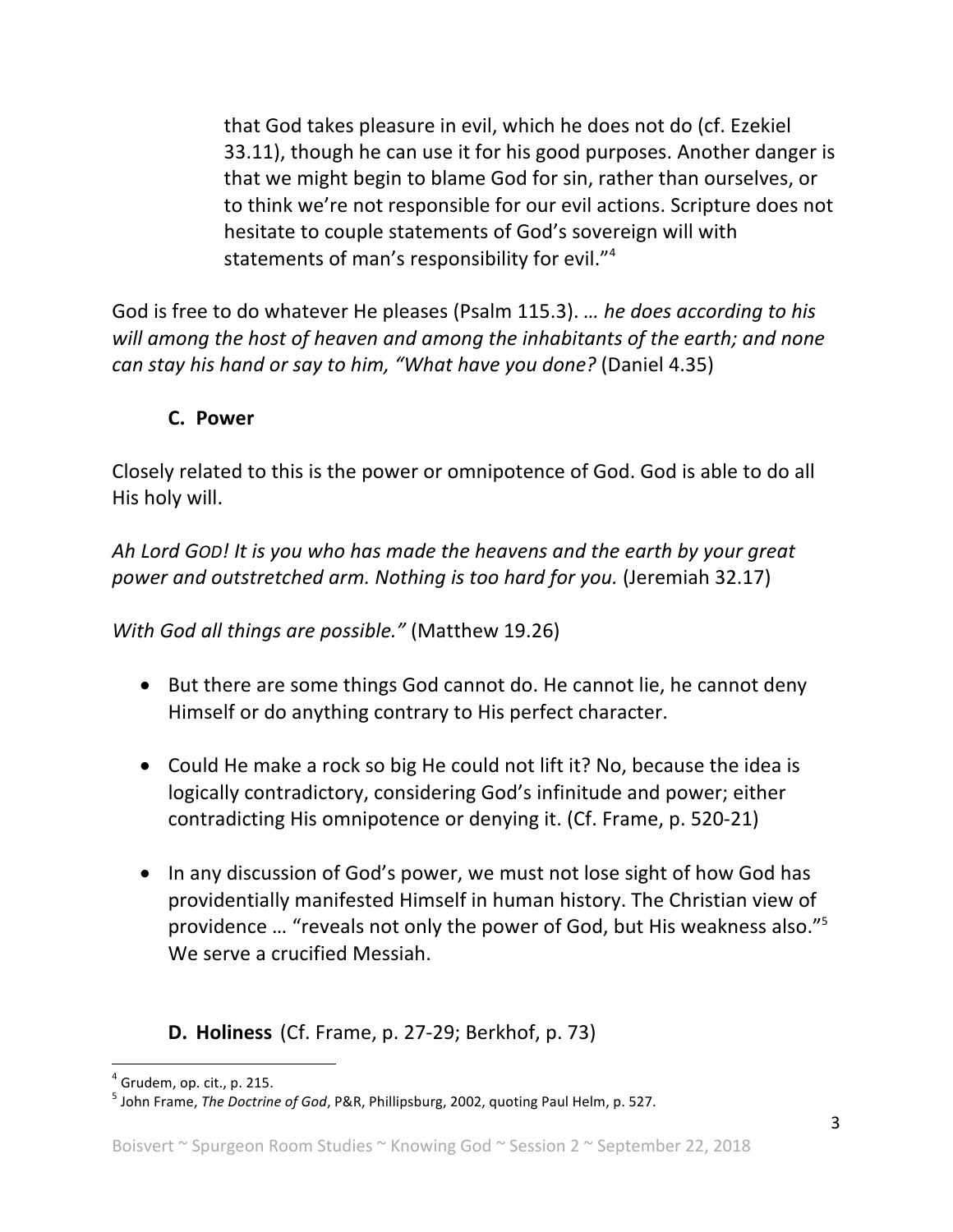> that God takes pleasure in evil, which he does not do (cf. Ezekiel 33.11), though he can use it for his good purposes. Another danger is that we might begin to blame God for sin, rather than ourselves, or to think we're not responsible for our evil actions. Scripture does not hesitate to couple statements of God's sovereign will with statements of man's responsibility for evil."[4]

God is free to do whatever He pleases (Psalm 115.3). *… he does according to his will among the host of heaven and among the inhabitants of the earth; and none can stay his hand or say to him, "What have you done?* (Daniel 4.35)

### C. Power

Closely related to this is the power or omnipotence of God. God is able to do all His holy will.

*Ah Lord GOD! It is you who has made the heavens and the earth by your great power and outstretched arm. Nothing is too hard for you.* (Jeremiah 32.17)

*With God all things are possible."* (Matthew 19.26)

- But there are some things God cannot do. He cannot lie, he cannot deny Himself or do anything contrary to His perfect character.
- Could He make a rock so big He could not lift it? No, because the idea is logically contradictory, considering God's infinitude and power; either contradicting His omnipotence or denying it. (Cf. Frame, p. 520-21)
- In any discussion of God's power, we must not lose sight of how God has providentially manifested Himself in human history. The Christian view of providence … "reveals not only the power of God, but His weakness also."[5] We serve a crucified Messiah.

### D. Holiness (Cf. Frame, p. 27-29; Berkhof, p. 73)

---

[4] Grudem, op. cit., p. 215.

[5] John Frame, *The Doctrine of God*, P&R, Phillipsburg, 2002, quoting Paul Helm, p. 527.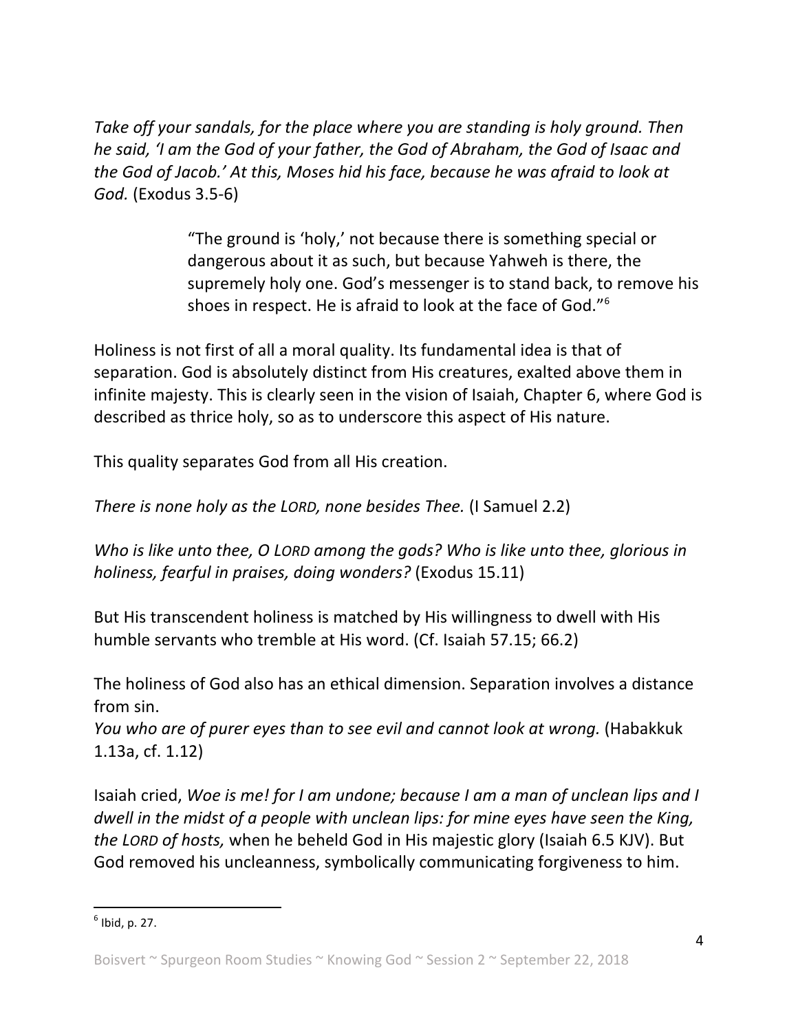*Take off your sandals, for the place where you are standing is holy ground. Then he said, 'I am the God of your father, the God of Abraham, the God of Isaac and the God of Jacob.' At this, Moses hid his face, because he was afraid to look at God.* (Exodus 3.5-6)

> "The ground is 'holy,' not because there is something special or dangerous about it as such, but because Yahweh is there, the supremely holy one. God's messenger is to stand back, to remove his shoes in respect. He is afraid to look at the face of God."[6]

Holiness is not first of all a moral quality. Its fundamental idea is that of separation. God is absolutely distinct from His creatures, exalted above them in infinite majesty. This is clearly seen in the vision of Isaiah, Chapter 6, where God is described as thrice holy, so as to underscore this aspect of His nature.

This quality separates God from all His creation.

*There is none holy as the LORD, none besides Thee.* (I Samuel 2.2)

*Who is like unto thee, O LORD among the gods? Who is like unto thee, glorious in holiness, fearful in praises, doing wonders?* (Exodus 15.11)

But His transcendent holiness is matched by His willingness to dwell with His humble servants who tremble at His word. (Cf. Isaiah 57.15; 66.2)

The holiness of God also has an ethical dimension. Separation involves a distance from sin.
*You who are of purer eyes than to see evil and cannot look at wrong.* (Habakkuk 1.13a, cf. 1.12)

Isaiah cried, *Woe is me! for I am undone; because I am a man of unclean lips and I dwell in the midst of a people with unclean lips: for mine eyes have seen the King, the LORD of hosts,* when he beheld God in His majestic glory (Isaiah 6.5 KJV). But God removed his uncleanness, symbolically communicating forgiveness to him.

---

[6] Ibid, p. 27.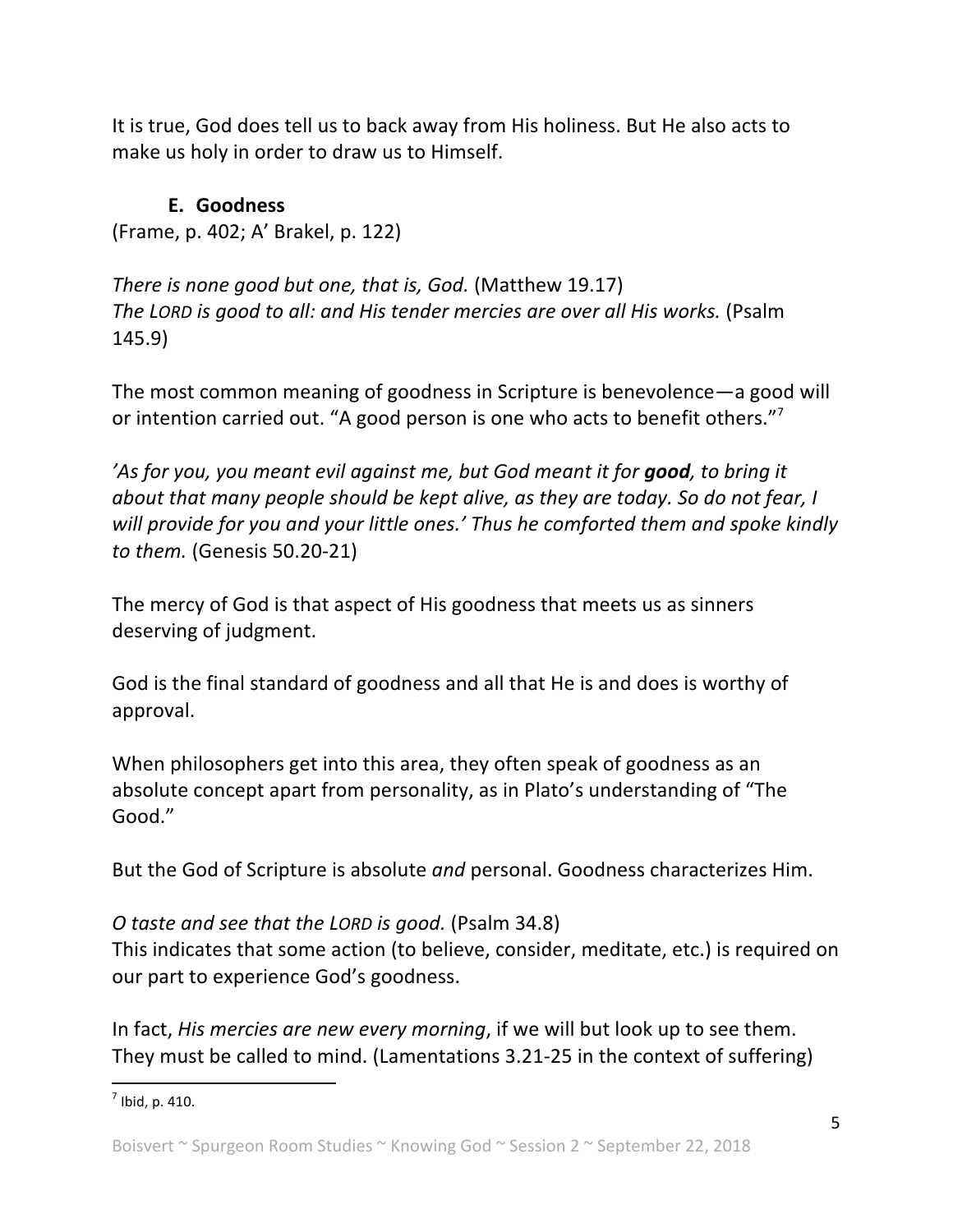It is true, God does tell us to back away from His holiness. But He also acts to make us holy in order to draw us to Himself.

### E. Goodness

(Frame, p. 402; A' Brakel, p. 122)

*There is none good but one, that is, God.* (Matthew 19.17)
*The LORD is good to all: and His tender mercies are over all His works.* (Psalm 145.9)

The most common meaning of goodness in Scripture is benevolence—a good will or intention carried out. "A good person is one who acts to benefit others."[7]

*'As for you, you meant evil against me, but God meant it for **good**, to bring it about that many people should be kept alive, as they are today. So do not fear, I will provide for you and your little ones.' Thus he comforted them and spoke kindly to them.* (Genesis 50.20-21)

The mercy of God is that aspect of His goodness that meets us as sinners deserving of judgment.

God is the final standard of goodness and all that He is and does is worthy of approval.

When philosophers get into this area, they often speak of goodness as an absolute concept apart from personality, as in Plato's understanding of "The Good."

But the God of Scripture is absolute *and* personal. Goodness characterizes Him.

*O taste and see that the LORD is good.* (Psalm 34.8)
This indicates that some action (to believe, consider, meditate, etc.) is required on our part to experience God's goodness.

In fact, *His mercies are new every morning*, if we will but look up to see them. They must be called to mind. (Lamentations 3.21-25 in the context of suffering)

[7] Ibid, p. 410.